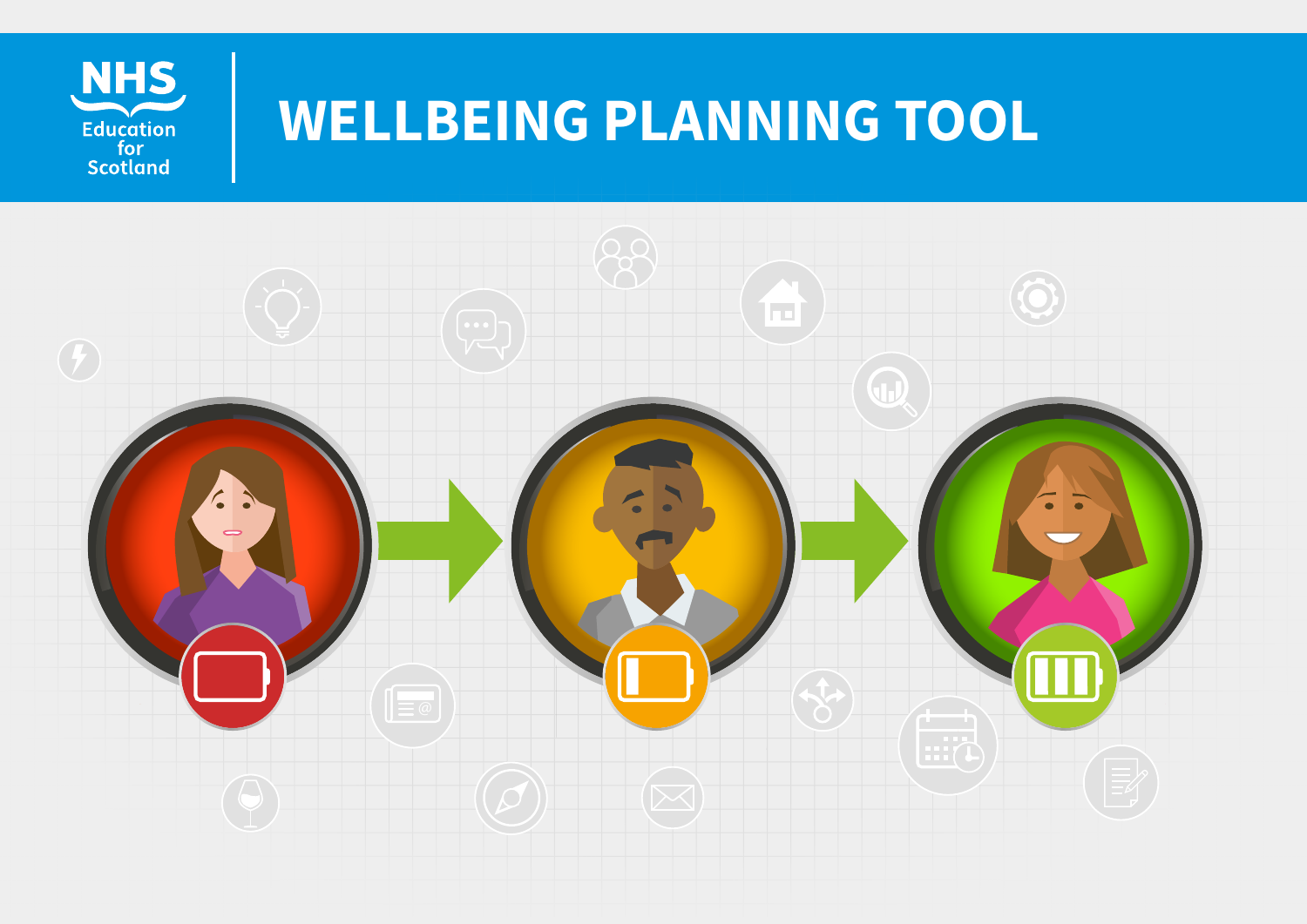NHS Education for Scotland

# WELLBEING PLANNING TOOL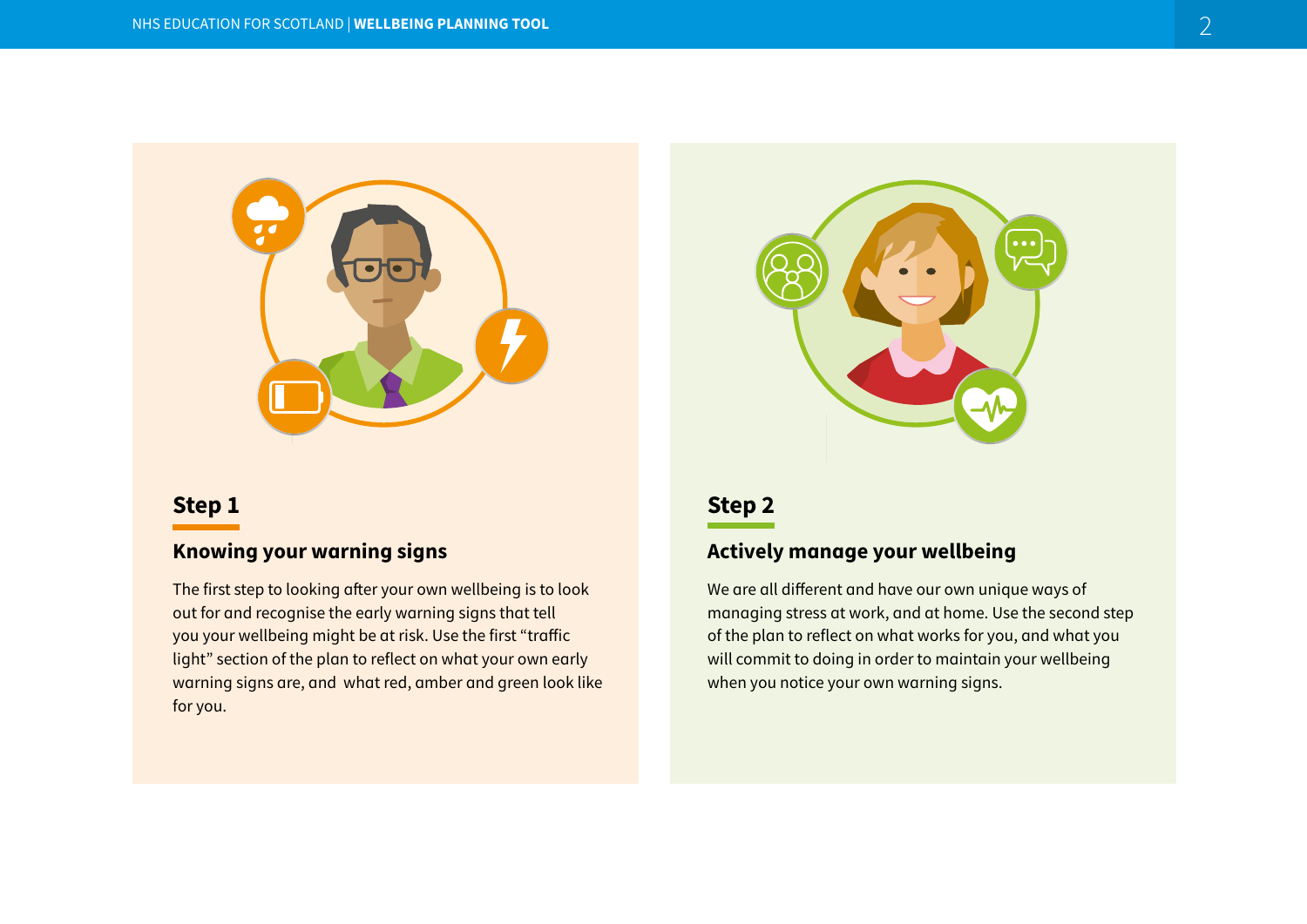## Step 1

### Knowing your warning signs

The first step to looking after your own wellbeing is to look out for and recognise the early warning signs that tell you your wellbeing might be at risk. Use the first "traffic light" section of the plan to reflect on what your own early warning signs are, and what red, amber and green look like for you.

## Step 2

### Actively manage your wellbeing

We are all different and have our own unique ways of managing stress at work, and at home. Use the second step of the plan to reflect on what works for you, and what you will commit to doing in order to maintain your wellbeing when you notice your own warning signs.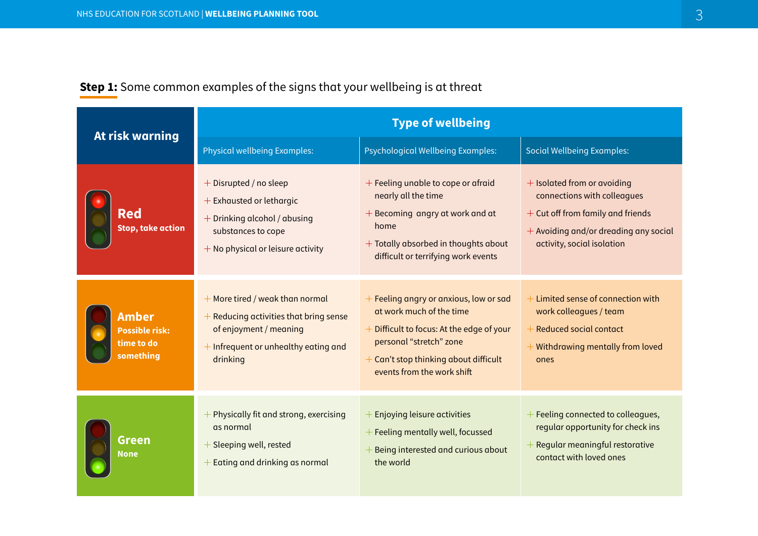**Step 1:** Some common examples of the signs that your wellbeing is at threat

| At risk warning | Type of wellbeing | | |
|---|---|---|---|
| | Physical wellbeing Examples: | Psychological Wellbeing Examples: | Social Wellbeing Examples: |
| **Red** Stop, take action | + Disrupted / no sleep<br>+ Exhausted or lethargic<br>+ Drinking alcohol / abusing substances to cope<br>+ No physical or leisure activity | + Feeling unable to cope or afraid nearly all the time<br>+ Becoming angry at work and at home<br>+ Totally absorbed in thoughts about difficult or terrifying work events | + Isolated from or avoiding connections with colleagues<br>+ Cut off from family and friends<br>+ Avoiding and/or dreading any social activity, social isolation |
| **Amber** Possible risk: time to do something | + More tired / weak than normal<br>+ Reducing activities that bring sense of enjoyment / meaning<br>+ Infrequent or unhealthy eating and drinking | + Feeling angry or anxious, low or sad at work much of the time<br>+ Difficult to focus: At the edge of your personal "stretch" zone<br>+ Can't stop thinking about difficult events from the work shift | + Limited sense of connection with work colleagues / team<br>+ Reduced social contact<br>+ Withdrawing mentally from loved ones |
| **Green** None | + Physically fit and strong, exercising as normal<br>+ Sleeping well, rested<br>+ Eating and drinking as normal | + Enjoying leisure activities<br>+ Feeling mentally well, focussed<br>+ Being interested and curious about the world | + Feeling connected to colleagues, regular opportunity for check ins<br>+ Regular meaningful restorative contact with loved ones |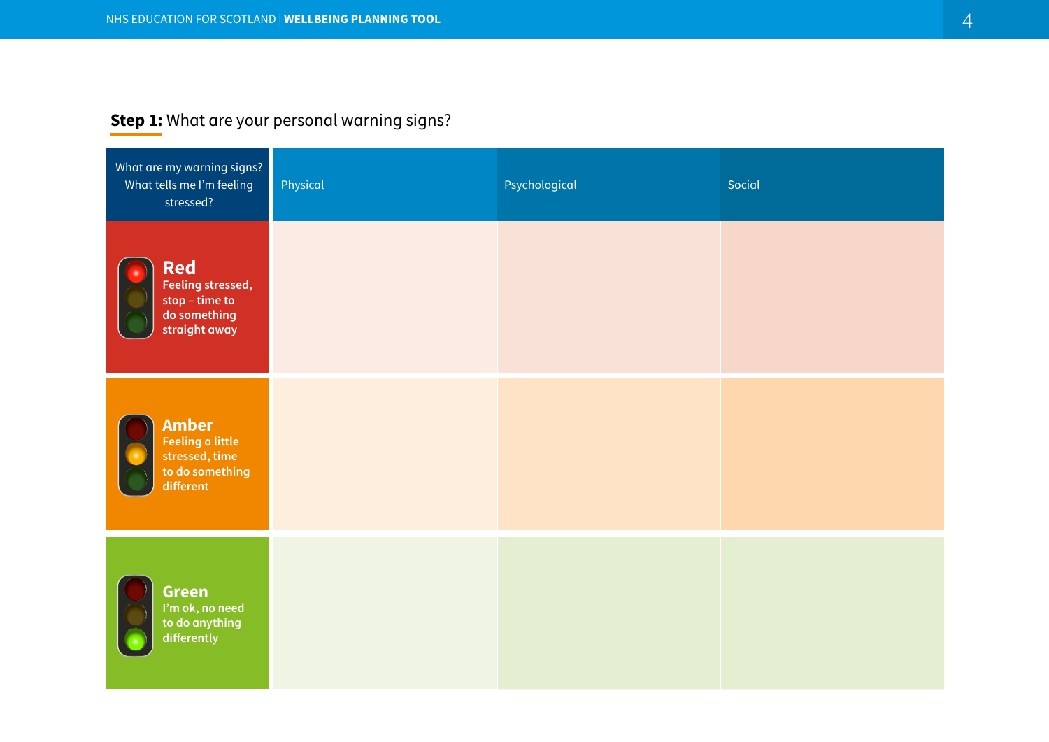## **Step 1:** What are your personal warning signs?

| What are my warning signs? What tells me I'm feeling stressed? | Physical | Psychological | Social |
| --- | --- | --- | --- |
| **Red** Feeling stressed, stop – time to do something straight away | | | |
| **Amber** Feeling a little stressed, time to do something different | | | |
| **Green** I'm ok, no need to do anything differently | | | |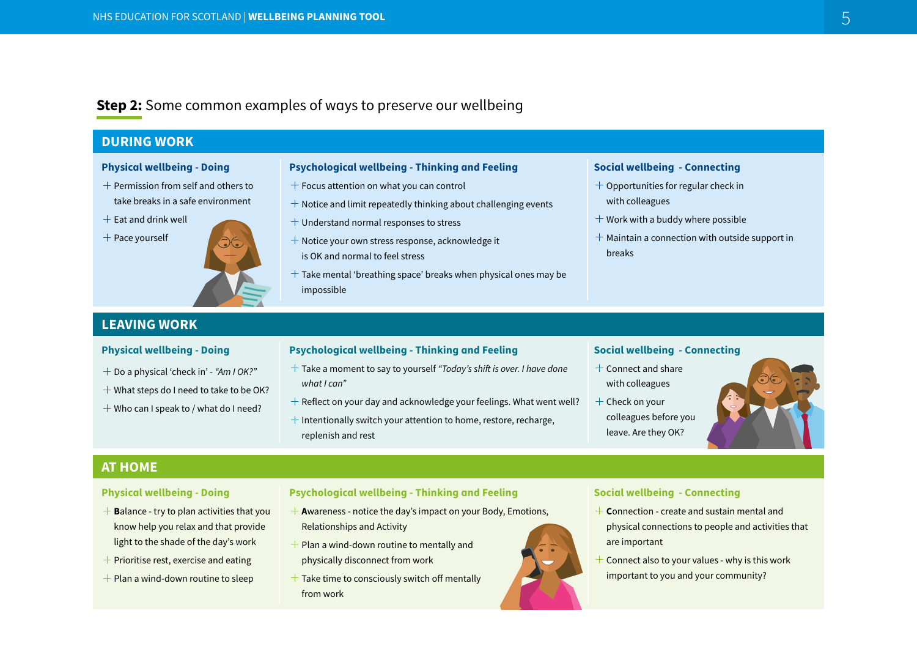## **Step 2:** Some common examples of ways to preserve our wellbeing

### DURING WORK

#### Physical wellbeing - Doing

- Permission from self and others to take breaks in a safe environment
- Eat and drink well
- Pace yourself

#### Psychological wellbeing - Thinking and Feeling

- Focus attention on what you can control
- Notice and limit repeatedly thinking about challenging events
- Understand normal responses to stress
- Notice your own stress response, acknowledge it is OK and normal to feel stress
- Take mental 'breathing space' breaks when physical ones may be impossible

#### Social wellbeing - Connecting

- Opportunities for regular check in with colleagues
- Work with a buddy where possible
- Maintain a connection with outside support in breaks

### LEAVING WORK

#### Physical wellbeing - Doing

- Do a physical 'check in' - *"Am I OK?"*
- What steps do I need to take to be OK?
- Who can I speak to / what do I need?

#### Psychological wellbeing - Thinking and Feeling

- Take a moment to say to yourself *"Today's shift is over. I have done what I can"*
- Reflect on your day and acknowledge your feelings. What went well?
- Intentionally switch your attention to home, restore, recharge, replenish and rest

#### Social wellbeing - Connecting

- Connect and share with colleagues
- Check on your colleagues before you leave. Are they OK?

### AT HOME

#### Physical wellbeing - Doing

- **B**alance - try to plan activities that you know help you relax and that provide light to the shade of the day's work
- Prioritise rest, exercise and eating
- Plan a wind-down routine to sleep

#### Psychological wellbeing - Thinking and Feeling

- **A**wareness - notice the day's impact on your Body, Emotions, Relationships and Activity
- Plan a wind-down routine to mentally and physically disconnect from work
- Take time to consciously switch off mentally from work

#### Social wellbeing - Connecting

- **C**onnection - create and sustain mental and physical connections to people and activities that are important
- Connect also to your values - why is this work important to you and your community?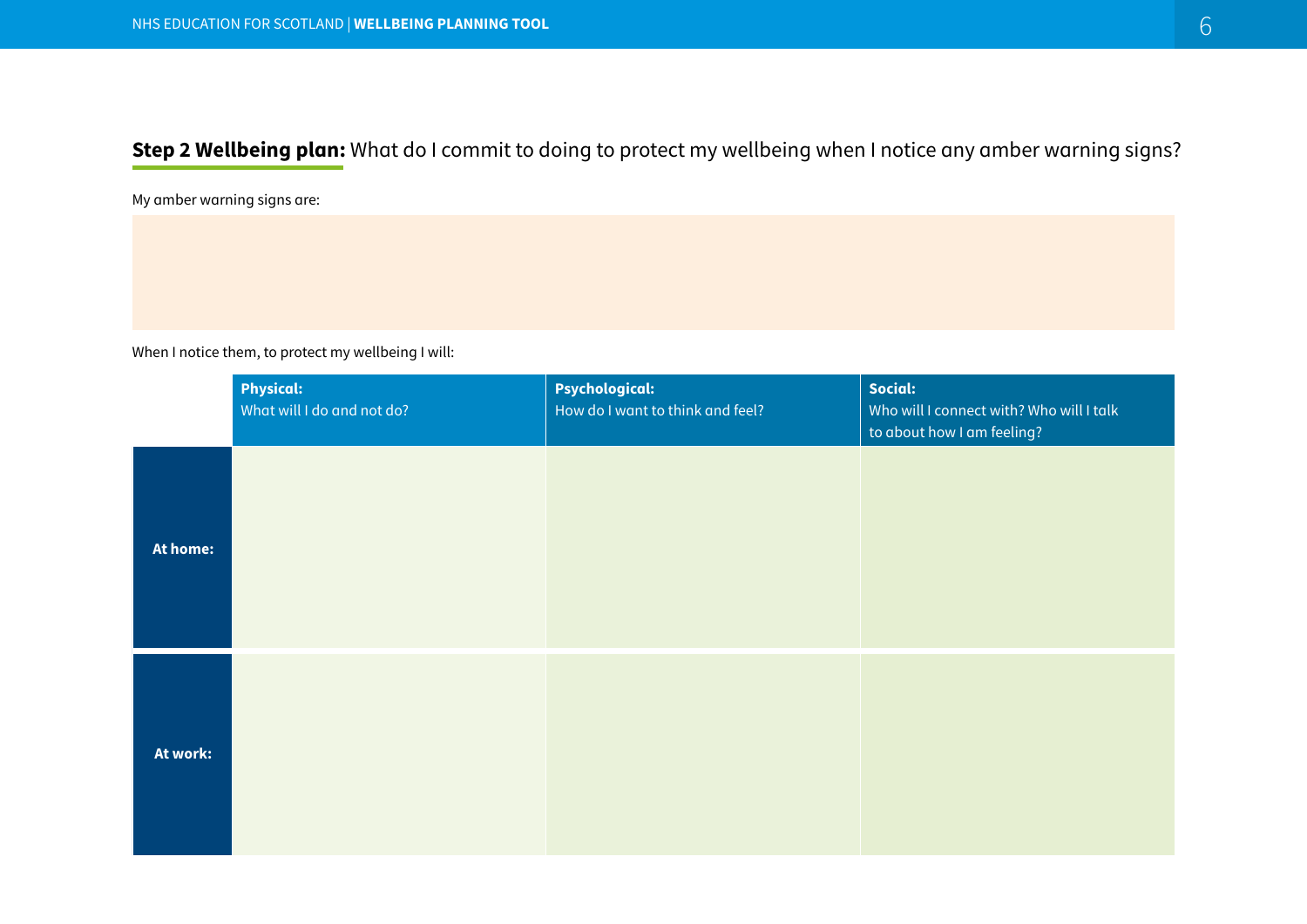## **Step 2 Wellbeing plan:** What do I commit to doing to protect my wellbeing when I notice any amber warning signs?

My amber warning signs are:

When I notice them, to protect my wellbeing I will:

| | **Physical:** What will I do and not do? | **Psychological:** How do I want to think and feel? | **Social:** Who will I connect with? Who will I talk to about how I am feeling? |
|---|---|---|---|
| **At home:** | | | |
| **At work:** | | | |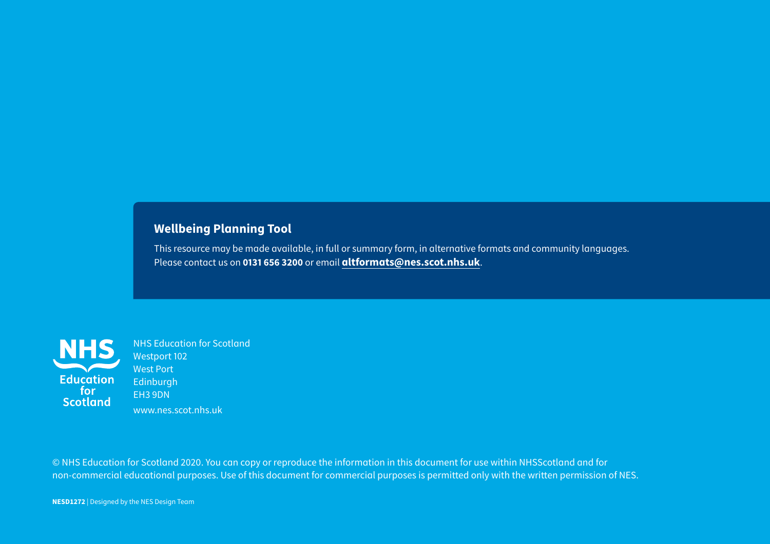## Wellbeing Planning Tool

This resource may be made available, in full or summary form, in alternative formats and community languages.
Please contact us on **0131 656 3200** or email **altformats@nes.scot.nhs.uk**.

NHS Education for Scotland
Westport 102
West Port
Edinburgh
EH3 9DN
www.nes.scot.nhs.uk

© NHS Education for Scotland 2020. You can copy or reproduce the information in this document for use within NHSScotland and for non-commercial educational purposes. Use of this document for commercial purposes is permitted only with the written permission of NES.

**NESD1272** | Designed by the NES Design Team